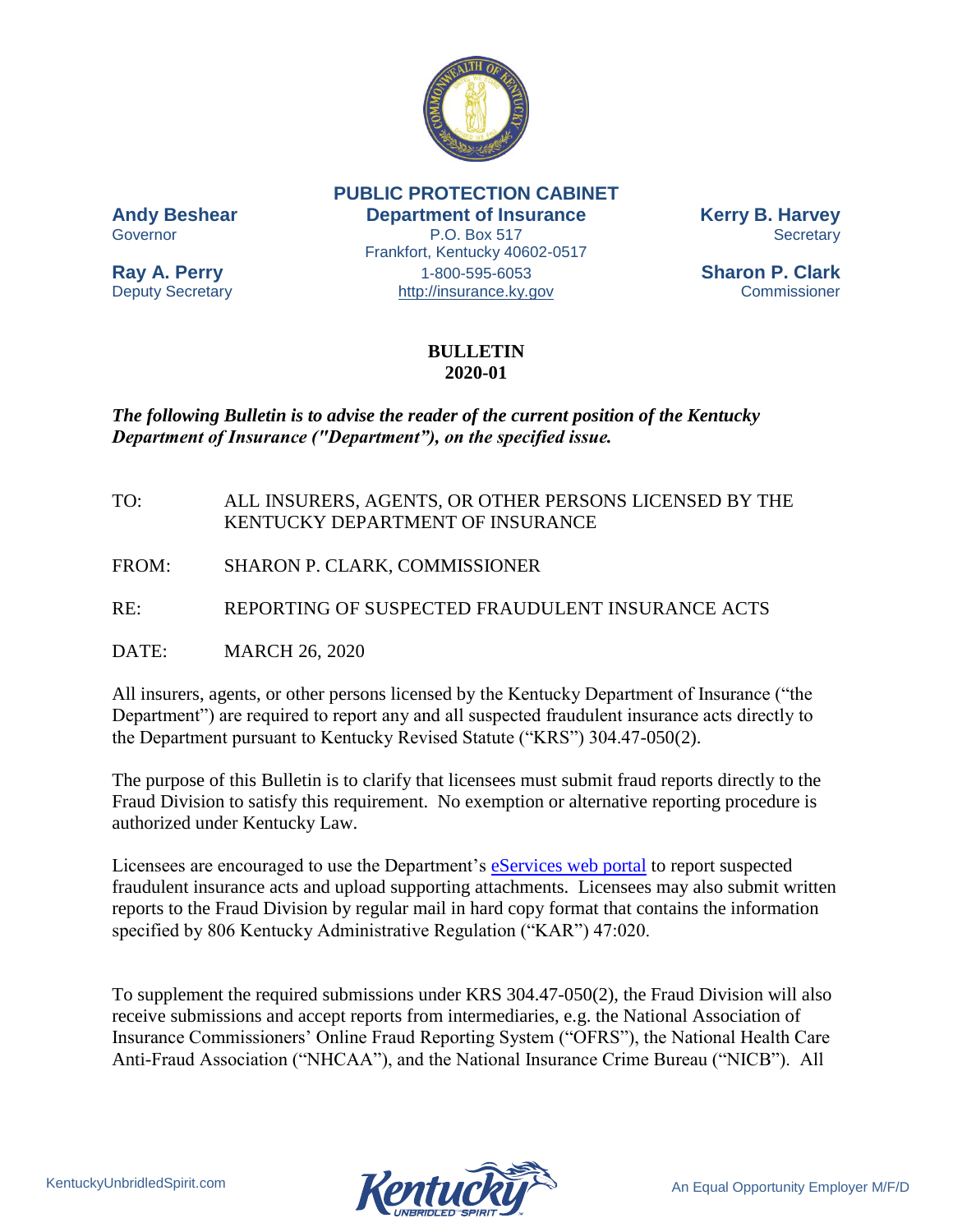**PUBLIC PROTECTION CABINET**
**Department of Insurance**
P.O. Box 517
Frankfort, Kentucky 40602-0517
1-800-595-6053
http://insurance.ky.gov

**Andy Beshear**
Governor

**Ray A. Perry**
Deputy Secretary

**Kerry B. Harvey**
Secretary

**Sharon P. Clark**
Commissioner

# BULLETIN
## 2020-01

***The following Bulletin is to advise the reader of the current position of the Kentucky Department of Insurance ("Department"), on the specified issue.***

TO: ALL INSURERS, AGENTS, OR OTHER PERSONS LICENSED BY THE KENTUCKY DEPARTMENT OF INSURANCE

FROM: SHARON P. CLARK, COMMISSIONER

RE: REPORTING OF SUSPECTED FRAUDULENT INSURANCE ACTS

DATE: MARCH 26, 2020

All insurers, agents, or other persons licensed by the Kentucky Department of Insurance ("the Department") are required to report any and all suspected fraudulent insurance acts directly to the Department pursuant to Kentucky Revised Statute ("KRS") 304.47-050(2).

The purpose of this Bulletin is to clarify that licensees must submit fraud reports directly to the Fraud Division to satisfy this requirement. No exemption or alternative reporting procedure is authorized under Kentucky Law.

Licensees are encouraged to use the Department's eServices web portal to report suspected fraudulent insurance acts and upload supporting attachments. Licensees may also submit written reports to the Fraud Division by regular mail in hard copy format that contains the information specified by 806 Kentucky Administrative Regulation ("KAR") 47:020.

To supplement the required submissions under KRS 304.47-050(2), the Fraud Division will also receive submissions and accept reports from intermediaries, e.g. the National Association of Insurance Commissioners' Online Fraud Reporting System ("OFRS"), the National Health Care Anti-Fraud Association ("NHCAA"), and the National Insurance Crime Bureau ("NICB"). All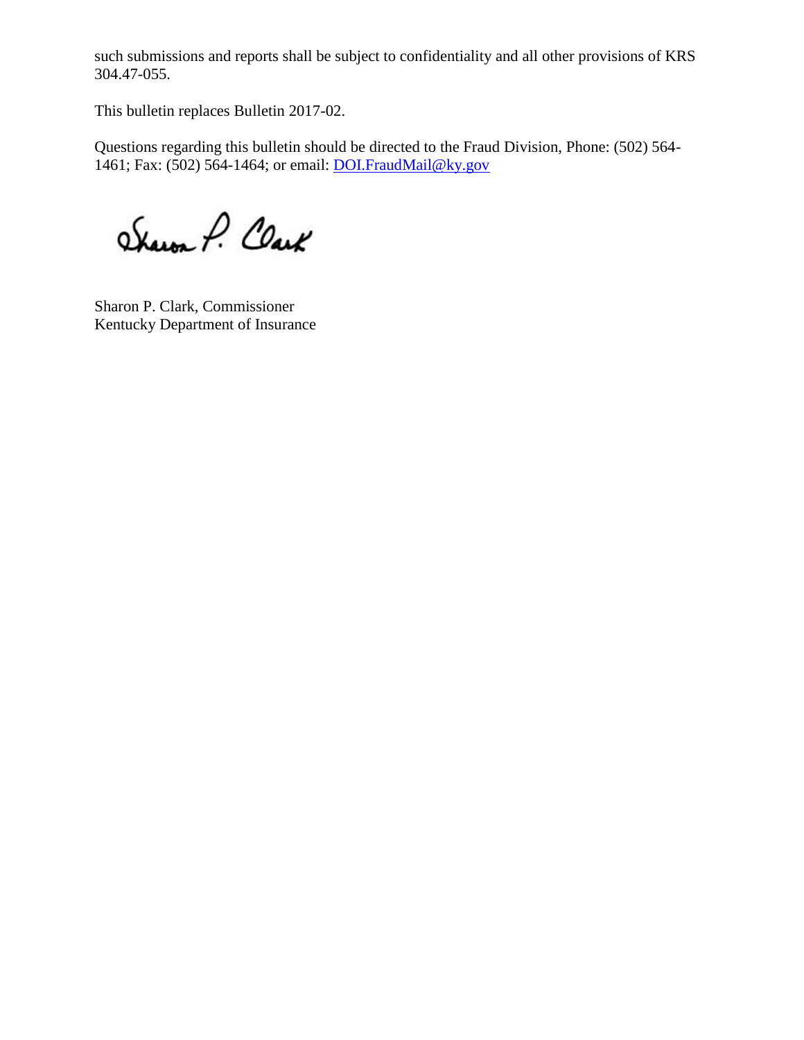such submissions and reports shall be subject to confidentiality and all other provisions of KRS 304.47-055.

This bulletin replaces Bulletin 2017-02.

Questions regarding this bulletin should be directed to the Fraud Division, Phone: (502) 564-1461; Fax: (502) 564-1464; or email: DOI.FraudMail@ky.gov

Sharon P. Clark, Commissioner
Kentucky Department of Insurance